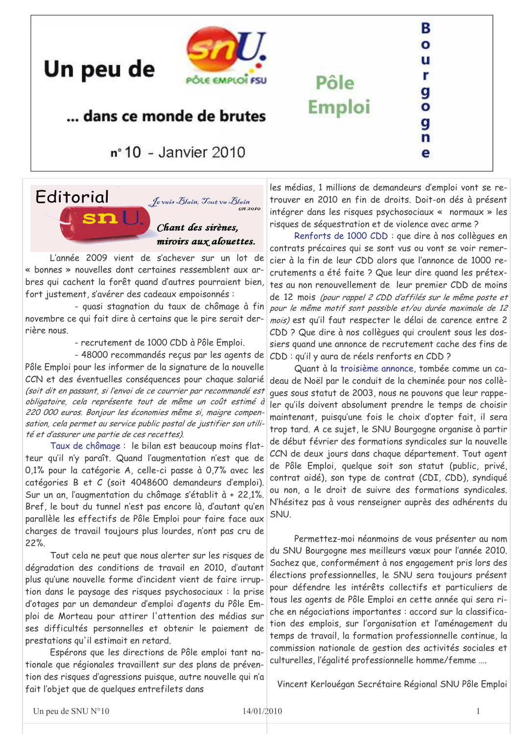# Un peu de SNU ... dans ce monde de brutes

Pôle Emploi FSU — Pôle Emploi — Bourgogne

n° 10 - Janvier 2010

## Editorial

*Je vais Blain, Tout va Blain en 2010*

***Chant des sirènes, miroirs aux alouettes.***

L'année 2009 vient de s'achever sur un lot de « bonnes » nouvelles dont certaines ressemblent aux arbres qui cachent la forêt quand d'autres pourraient bien, fort justement, s'avérer des cadeaux empoisonnés :

- quasi stagnation du taux de chômage à fin novembre ce qui fait dire à certains que le pire serait derrière nous.
- recrutement de 1000 CDD à Pôle Emploi.
- 48000 recommandés reçus par les agents de Pôle Emploi pour les informer de la signature de la nouvelle CCN et des éventuelles conséquences pour chaque salarié *(soit dit en passant, si l'envoi de ce courrier par recommandé est obligatoire, cela représente tout de même un coût estimé à 220 000 euros. Bonjour les économies même si, maigre compensation, cela permet au service public postal de justifier son utilité et d'assurer une partie de ces recettes).*

Taux de chômage : le bilan est beaucoup moins flatteur qu'il n'y paraît. Quand l'augmentation n'est que de 0,1% pour la catégorie A, celle-ci passe à 0,7% avec les catégories B et C (soit 4048600 demandeurs d'emploi). Sur un an, l'augmentation du chômage s'établit à + 22,1%. Bref, le bout du tunnel n'est pas encore là, d'autant qu'en parallèle les effectifs de Pôle Emploi pour faire face aux charges de travail toujours plus lourdes, n'ont pas cru de 22%.

Tout cela ne peut que nous alerter sur les risques de dégradation des conditions de travail en 2010, d'autant plus qu'une nouvelle forme d'incident vient de faire irruption dans le paysage des risques psychosociaux : la prise d'otages par un demandeur d'emploi d'agents du Pôle Emploi de Morteau pour attirer l'attention des médias sur ses difficultés personnelles et obtenir le paiement de prestations qu'il estimait en retard.

Espérons que les directions de Pôle emploi tant nationale que régionales travaillent sur des plans de prévention des risques d'agressions puisque, autre nouvelle qui n'a fait l'objet que de quelques entrefilets dans les médias, 1 millions de demandeurs d'emploi vont se retrouver en 2010 en fin de droits. Doit-on dés à présent intégrer dans les risques psychosociaux « normaux » les risques de séquestration et de violence avec arme ?

Renforts de 1000 CDD : que dire à nos collègues en contrats précaires qui se sont vus ou vont se voir remercier à la fin de leur CDD alors que l'annonce de 1000 recrutements a été faite ? Que leur dire quand les prétextes au non renouvellement de leur premier CDD de moins de 12 mois *(pour rappel 2 CDD d'affilés sur le même poste et pour le même motif sont possible et/ou durée maximale de 12 mois)* est qu'il faut respecter le délai de carence entre 2 CDD ? Que dire à nos collègues qui croulent sous les dossiers quand une annonce de recrutement cache des fins de CDD : qu'il y aura de réels renforts en CDD ?

Quant à la troisième annonce, tombée comme un cadeau de Noël par le conduit de la cheminée pour nos collègues sous statut de 2003, nous ne pouvons que leur rappeler qu'ils doivent absolument prendre le temps de choisir maintenant, puisqu'une fois le choix d'opter fait, il sera trop tard. A ce sujet, le SNU Bourgogne organise à partir de début février des formations syndicales sur la nouvelle CCN de deux jours dans chaque département. Tout agent de Pôle Emploi, quelque soit son statut (public, privé, contrat aidé), son type de contrat (CDI, CDD), syndiqué ou non, a le droit de suivre des formations syndicales. N'hésitez pas à vous renseigner auprès des adhérents du SNU.

Permettez-moi néanmoins de vous présenter au nom du SNU Bourgogne mes meilleurs vœux pour l'année 2010. Sachez que, conformément à nos engagement pris lors des élections professionnelles, le SNU sera toujours présent pour défendre les intérêts collectifs et particuliers de tous les agents de Pôle Emploi en cette année qui sera riche en négociations importantes : accord sur la classification des emplois, sur l'organisation et l'aménagement du temps de travail, la formation professionnelle continue, la commission nationale de gestion des activités sociales et culturelles, l'égalité professionnelle homme/femme ....

Vincent Kerlouégan Secrétaire Régional SNU Pôle Emploi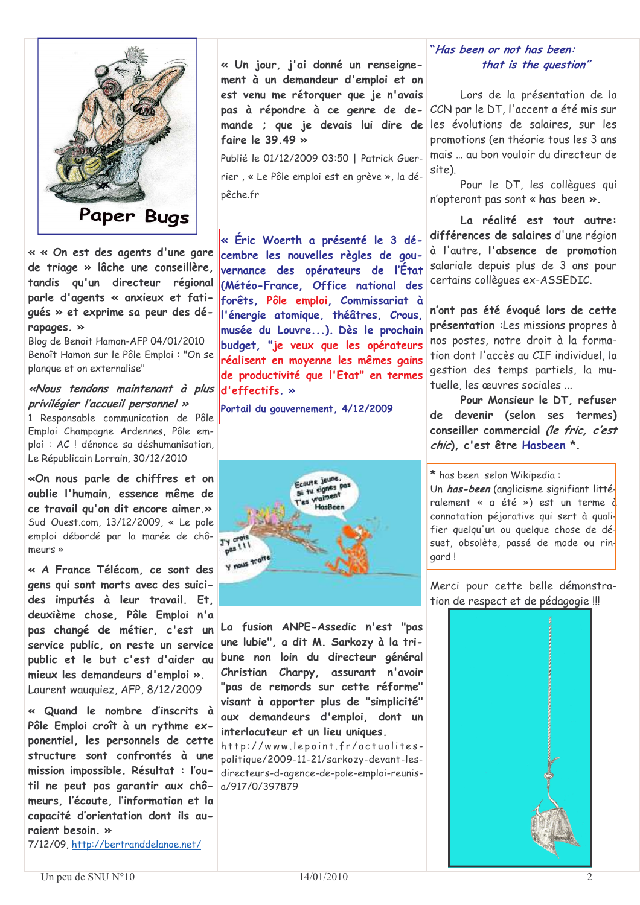**Paper Bugs**

« « On est des agents d'une gare de triage » lâche une conseillère, tandis qu'un directeur régional parle d'agents « anxieux et fatigués » et exprime sa peur des dérapages. »

Blog de Benoit Hamon-AFP 04/01/2010 Benoît Hamon sur le Pôle Emploi : "On se planque et on externalise"

*«Nous tendons maintenant à plus privilégier l'accueil personnel »*

1 Responsable communication de Pôle Emploi Champagne Ardennes, Pôle emploi : AC ! dénonce sa déshumanisation, Le Républicain Lorrain, 30/12/2010

**«On nous parle de chiffres et on oublie l'humain, essence même de ce travail qu'on dit encore aimer.»**

Sud Ouest.com, 13/12/2009, « Le pole emploi débordé par la marée de chômeurs »

**« A France Télécom, ce sont des gens qui sont morts avec des suicides imputés à leur travail. Et, deuxième chose, Pôle Emploi n'a pas changé de métier, c'est un service public, on reste un service public et le but c'est d'aider au mieux les demandeurs d'emploi ».**

Laurent wauquiez, AFP, 8/12/2009

**« Quand le nombre d'inscrits à Pôle Emploi croît à un rythme exponentiel, les personnels de cette structure sont confrontés à une mission impossible. Résultat : l'outil ne peut pas garantir aux chômeurs, l'écoute, l'information et la capacité d'orientation dont ils auraient besoin. »**

7/12/09, http://bertranddelanoe.net/

**« Un jour, j'ai donné un renseignement à un demandeur d'emploi et on est venu me rétorquer que je n'avais pas à répondre à ce genre de demande ; que je devais lui dire de faire le 39.49 »**

Publié le 01/12/2009 03:50 | Patrick Guerrier , « Le Pôle emploi est en grève », la dépêche.fr

**« Éric Woerth a présenté le 3 décembre les nouvelles règles de gouvernance des opérateurs de l'État (Météo-France, Office national des forêts, Pôle emploi, Commissariat à l'énergie atomique, théâtres, Crous, musée du Louvre...). Dès le prochain budget, "je veux que les opérateurs réalisent en moyenne les mêmes gains de productivité que l'Etat" en termes d'effectifs. »**

**Portail du gouvernement, 4/12/2009**

Ecoute jeune, Si tu signes pas T'es vraiment HasBeen

J'y crois pas !!!

Y nous traite

**La fusion ANPE-Assedic n'est "pas une lubie", a dit M. Sarkozy à la tribune non loin du directeur général Christian Charpy, assurant n'avoir "pas de remords sur cette réforme" visant à apporter plus de "simplicité" aux demandeurs d'emploi, dont un interlocuteur et un lieu uniques.**

http://www.lepoint.fr/actualites-politique/2009-11-21/sarkozy-devant-les-directeurs-d-agence-de-pole-emploi-reunis-a/917/0/397879

*"Has been or not has been: that is the question"*

Lors de la présentation de la CCN par le DT, l'accent a été mis sur les évolutions de salaires, sur les promotions (en théorie tous les 3 ans mais … au bon vouloir du directeur de site).

Pour le DT, les collègues qui n'opteront pas sont « **has been** ».

**La réalité est tout autre: différences de salaires** d'une région à l'autre, **l'absence de promotion** salariale depuis plus de 3 ans pour certains collègues ex-ASSEDIC.

**n'ont pas été évoqué lors de cette présentation** :Les missions propres à nos postes, notre droit à la formation dont l'accès au CIF individuel, la gestion des temps partiels, la mutuelle, les œuvres sociales …

**Pour Monsieur le DT, refuser de devenir (selon ses termes) conseiller commercial *(le fric, c'est chic)*, c'est être Hasbeen \*.**

\* has been selon Wikipedia :
Un ***has-been*** (anglicisme signifiant littéralement « a été ») est un terme à connotation péjorative qui sert à qualifier quelqu'un ou quelque chose de désuet, obsolète, passé de mode ou ringard !

Merci pour cette belle démonstration de respect et de pédagogie !!!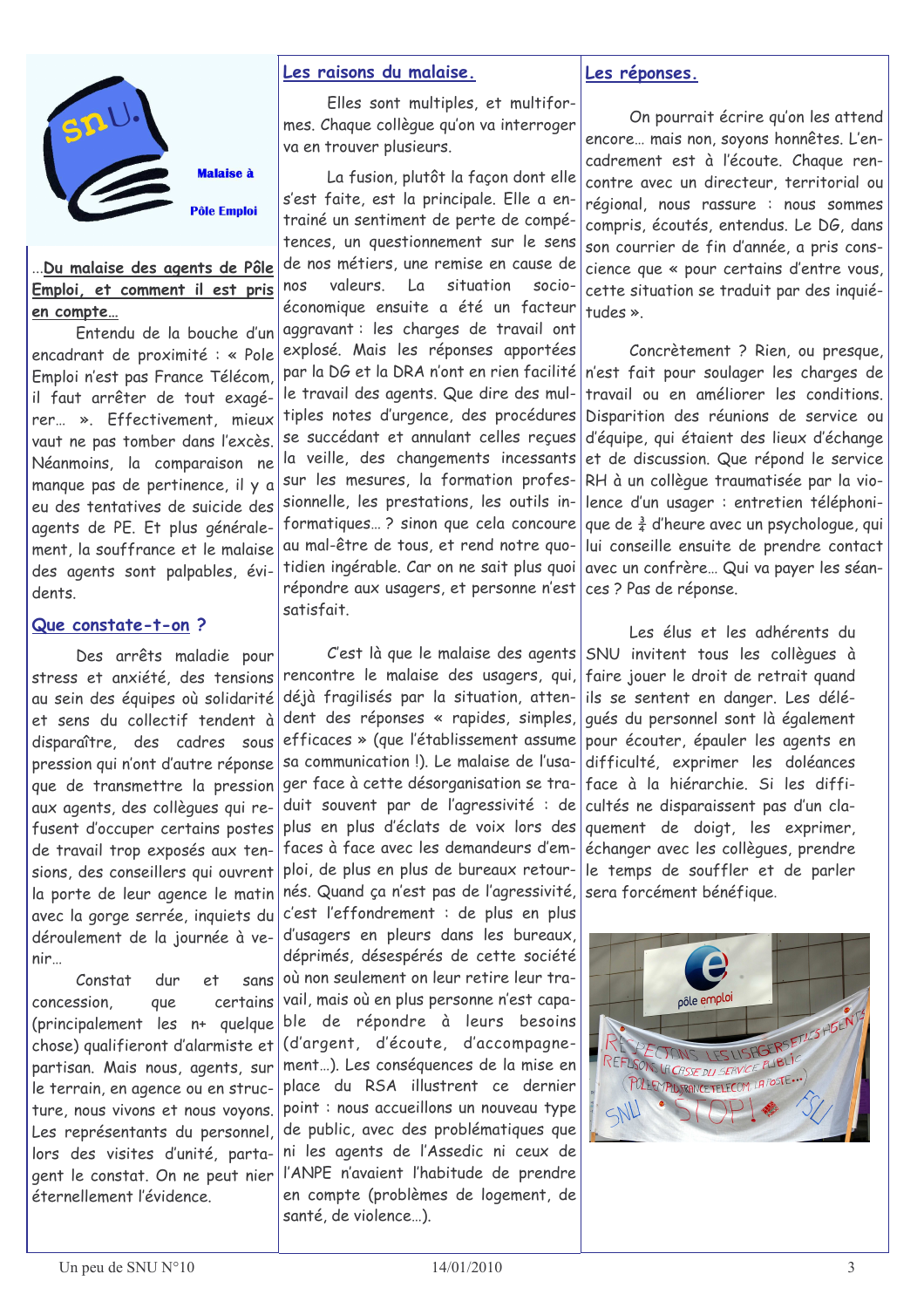Malaise à

Pôle Emploi

**...Du malaise des agents de Pôle Emploi, et comment il est pris en compte...**

Entendu de la bouche d'un encadrant de proximité : « Pole Emploi n'est pas France Télécom, il faut arrêter de tout exagérer… ». Effectivement, mieux vaut ne pas tomber dans l'excès. Néanmoins, la comparaison ne manque pas de pertinence, il y a eu des tentatives de suicide des agents de PE. Et plus généralement, la souffrance et le malaise des agents sont palpables, évidents.

## Que constate-t-on ?

Des arrêts maladie pour stress et anxiété, des tensions au sein des équipes où solidarité et sens du collectif tendent à disparaître, des cadres sous pression qui n'ont d'autre réponse que de transmettre la pression aux agents, des collègues qui refusent d'occuper certains postes de travail trop exposés aux tensions, des conseillers qui ouvrent la porte de leur agence le matin avec la gorge serrée, inquiets du déroulement de la journée à venir…

Constat dur et sans concession, que certains (principalement les n+ quelque chose) qualifieront d'alarmiste et partisan. Mais nous, agents, sur le terrain, en agence ou en structure, nous vivons et nous voyons. Les représentants du personnel, lors des visites d'unité, partagent le constat. On ne peut nier éternellement l'évidence.

## Les raisons du malaise.

Elles sont multiples, et multiformes. Chaque collègue qu'on va interroger va en trouver plusieurs.

La fusion, plutôt la façon dont elle s'est faite, est la principale. Elle a entrainé un sentiment de perte de compétences, un questionnement sur le sens de nos métiers, une remise en cause de nos valeurs. La situation socio-économique ensuite a été un facteur aggravant : les charges de travail ont explosé. Mais les réponses apportées par la DG et la DRA n'ont en rien facilité le travail des agents. Que dire des multiples notes d'urgence, des procédures se succédant et annulant celles reçues la veille, des changements incessants sur les mesures, la formation professionnelle, les prestations, les outils informatiques… ? sinon que cela concoure au mal-être de tous, et rend notre quotidien ingérable. Car on ne sait plus quoi répondre aux usagers, et personne n'est satisfait.

C'est là que le malaise des agents rencontre le malaise des usagers, qui, déjà fragilisés par la situation, attendent des réponses « rapides, simples, efficaces » (que l'établissement assume sa communication !). Le malaise de l'usager face à cette désorganisation se traduit souvent par de l'agressivité : de plus en plus d'éclats de voix lors des faces à face avec les demandeurs d'emploi, de plus en plus de bureaux retournés. Quand ça n'est pas de l'agressivité, c'est l'effondrement : de plus en plus d'usagers en pleurs dans les bureaux, déprimés, désespérés de cette société où non seulement on leur retire leur travail, mais où en plus personne n'est capable de répondre à leurs besoins (d'argent, d'écoute, d'accompagnement…). Les conséquences de la mise en place du RSA illustrent ce dernier point : nous accueillons un nouveau type de public, avec des problématiques que ni les agents de l'Assedic ni ceux de l'ANPE n'avaient l'habitude de prendre en compte (problèmes de logement, de santé, de violence…).

## Les réponses.

On pourrait écrire qu'on les attend encore… mais non, soyons honnêtes. L'encadrement est à l'écoute. Chaque rencontre avec un directeur, territorial ou régional, nous rassure : nous sommes compris, écoutés, entendus. Le DG, dans son courrier de fin d'année, a pris conscience que « pour certains d'entre vous, cette situation se traduit par des inquiétudes ».

Concrètement ? Rien, ou presque, n'est fait pour soulager les charges de travail ou en améliorer les conditions. Disparition des réunions de service ou d'équipe, qui étaient des lieux d'échange et de discussion. Que répond le service RH à un collègue traumatisée par la violence d'un usager : entretien téléphonique de ¾ d'heure avec un psychologue, qui lui conseille ensuite de prendre contact avec un confrère… Qui va payer les séances ? Pas de réponse.

Les élus et les adhérents du SNU invitent tous les collègues à faire jouer le droit de retrait quand ils se sentent en danger. Les délégués du personnel sont là également pour écouter, épauler les agents en difficulté, exprimer les doléances face à la hiérarchie. Si les difficultés ne disparaissent pas d'un claquement de doigt, les exprimer, échanger avec les collègues, prendre le temps de souffler et de parler sera forcément bénéfique.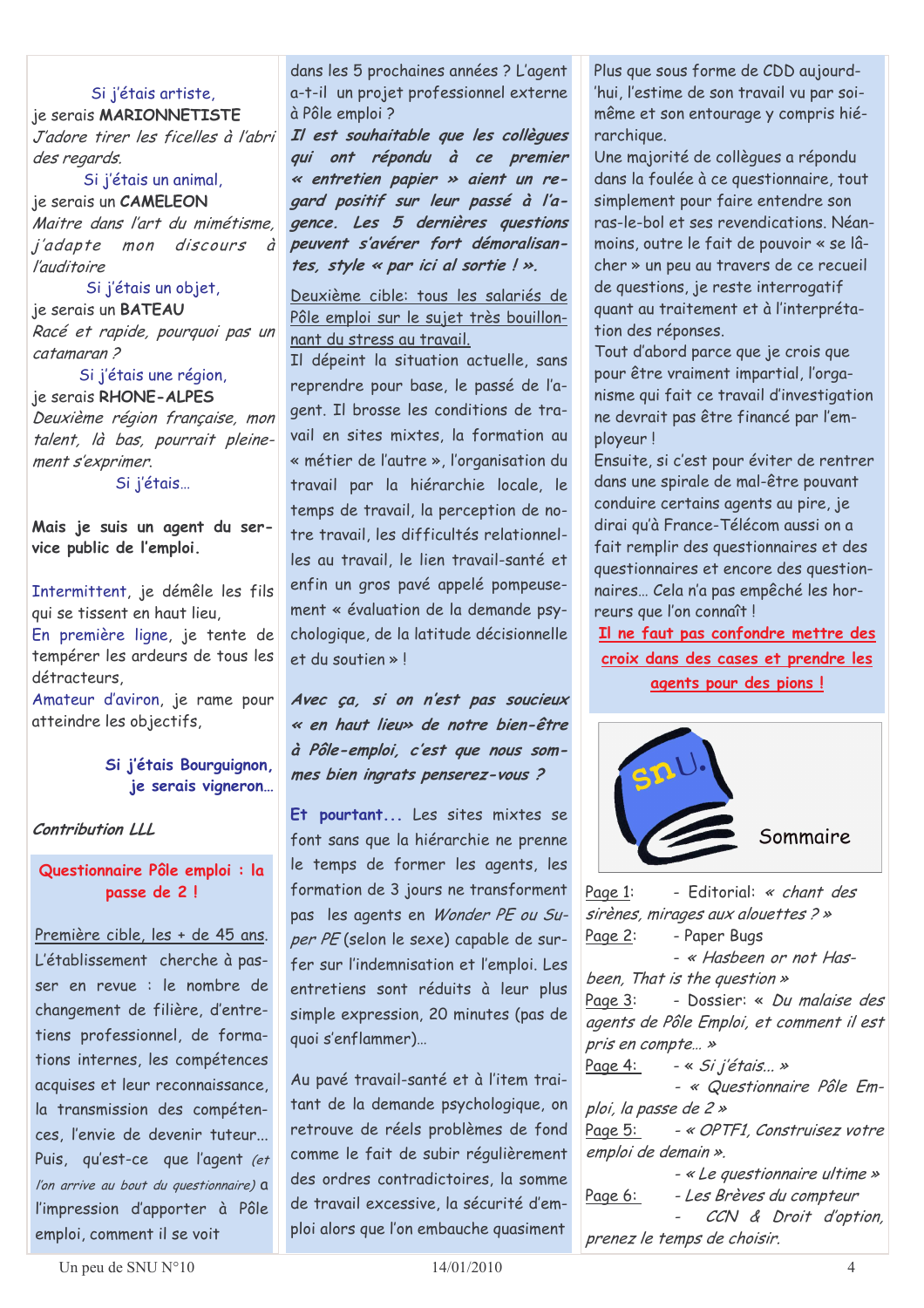Si j'étais artiste,

je serais **MARIONNETISTE**

*J'adore tirer les ficelles à l'abri des regards.*

Si j'étais un animal,

je serais un **CAMELEON**

*Maitre dans l'art du mimétisme, j'adapte mon discours à l'auditoire*

Si j'étais un objet,

je serais un **BATEAU**

*Racé et rapide, pourquoi pas un catamaran ?*

Si j'étais une région,

je serais **RHONE-ALPES**

*Deuxième région française, mon talent, là bas, pourrait pleinement s'exprimer.*

Si j'étais…

**Mais je suis un agent du service public de l'emploi.**

Intermittent, je démêle les fils qui se tissent en haut lieu,

En première ligne, je tente de tempérer les ardeurs de tous les détracteurs,

Amateur d'aviron, je rame pour atteindre les objectifs,

**Si j'étais Bourguignon, je serais vigneron…**

***Contribution LLL***

## Questionnaire Pôle emploi : la passe de 2 !

Première cible, les + de 45 ans.

L'établissement cherche à passer en revue : le nombre de changement de filière, d'entretiens professionnel, de formations internes, les compétences acquises et leur reconnaissance, la transmission des compétences, l'envie de devenir tuteur… Puis, qu'est-ce que l'agent *(et l'on arrive au bout du questionnaire)* a l'impression d'apporter à Pôle emploi, comment il se voit dans les 5 prochaines années ? L'agent a-t-il un projet professionnel externe à Pôle emploi ?

***Il est souhaitable que les collègues qui ont répondu à ce premier « entretien papier » aient un regard positif sur leur passé à l'agence. Les 5 dernières questions peuvent s'avérer fort démoralisantes, style « par ici al sortie ! ».***

Deuxième cible: tous les salariés de Pôle emploi sur le sujet très bouillonnant du stress au travail.

Il dépeint la situation actuelle, sans reprendre pour base, le passé de l'agent. Il brosse les conditions de travail en sites mixtes, la formation au « métier de l'autre », l'organisation du travail par la hiérarchie locale, le temps de travail, la perception de notre travail, les difficultés relationnelles au travail, le lien travail-santé et enfin un gros pavé appelé pompeusement « évaluation de la demande psychologique, de la latitude décisionnelle et du soutien » !

***Avec ça, si on n'est pas soucieux « en haut lieu» de notre bien-être à Pôle-emploi, c'est que nous sommes bien ingrats penserez-vous ?***

**Et pourtant…** Les sites mixtes se font sans que la hiérarchie ne prenne le temps de former les agents, les formation de 3 jours ne transforment pas les agents en *Wonder PE ou Super PE* (selon le sexe) capable de surfer sur l'indemnisation et l'emploi. Les entretiens sont réduits à leur plus simple expression, 20 minutes (pas de quoi s'enflammer)…

Au pavé travail-santé et à l'item traitant de la demande psychologique, on retrouve de réels problèmes de fond comme le fait de subir régulièrement des ordres contradictoires, la somme de travail excessive, la sécurité d'emploi alors que l'on embauche quasiment plus que sous forme de CDD aujourd'hui, l'estime de son travail vu par soi-même et son entourage y compris hiérarchique.

Une majorité de collègues a répondu dans la foulée à ce questionnaire, tout simplement pour faire entendre son ras-le-bol et ses revendications. Néanmoins, outre le fait de pouvoir « se lâcher » un peu au travers de ce recueil de questions, je reste interrogatif quant au traitement et à l'interprétation des réponses.

Tout d'abord parce que je crois que pour être vraiment impartial, l'organisme qui fait ce travail d'investigation ne devrait pas être financé par l'employeur !

Ensuite, si c'est pour éviter de rentrer dans une spirale de mal-être pouvant conduire certains agents au pire, je dirai qu'à France-Télécom aussi on a fait remplir des questionnaires et des questionnaires et encore des questionnaires… Cela n'a pas empêché les horreurs que l'on connaît !

**Il ne faut pas confondre mettre des croix dans des cases et prendre les agents pour des pions !**

### Sommaire

Page 1: - Editorial: *« chant des sirènes, mirages aux alouettes ? »*

Page 2: - Paper Bugs

- *« Hasbeen or not Hasbeen, That is the question »*

Page 3: - Dossier: *« Du malaise des agents de Pôle Emploi, et comment il est pris en compte… »*

Page 4: - *« Si j'étais… »*

- *« Questionnaire Pôle Emploi, la passe de 2 »*

Page 5: - *« OPTF1, Construisez votre emploi de demain ».*

- *« Le questionnaire ultime »*

Page 6: - *Les Brèves du compteur*

- *CCN & Droit d'option, prenez le temps de choisir.*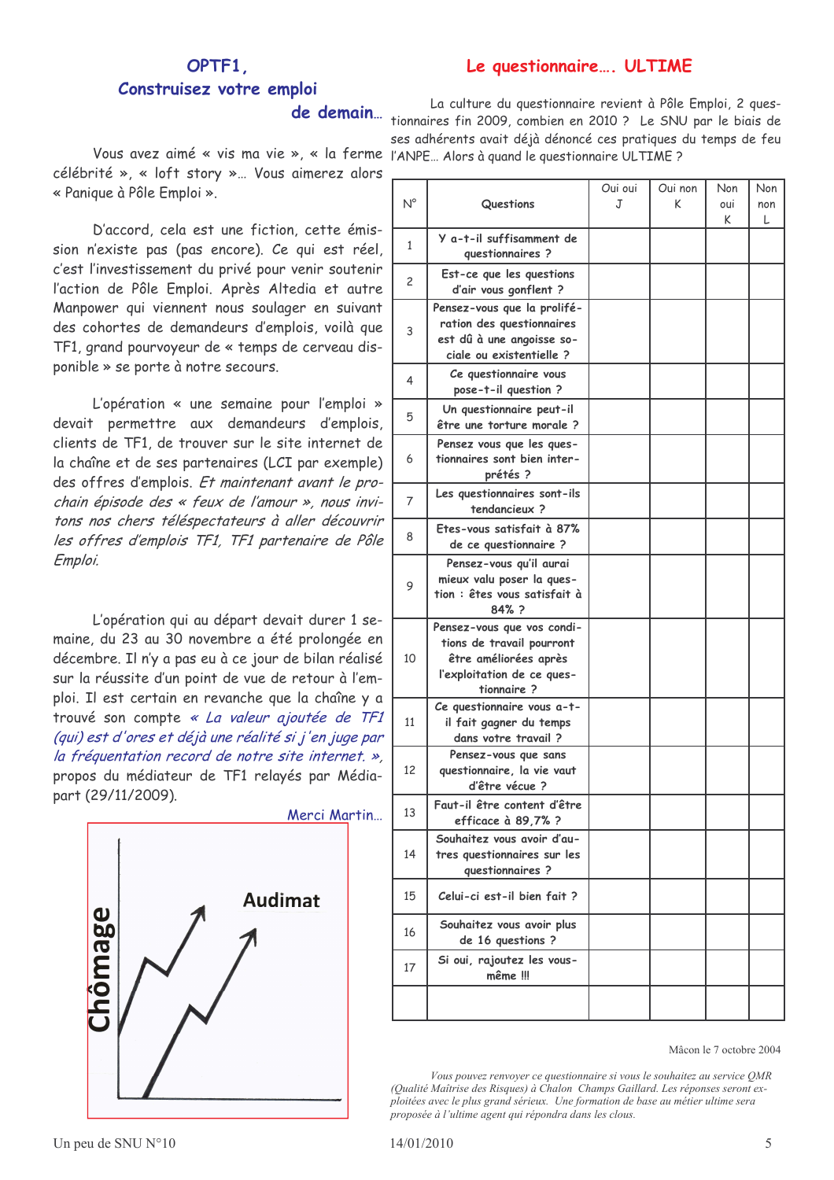## OPTF1,
## Construisez votre emploi de demain…

Vous avez aimé « vis ma vie », « la ferme célébrité », « loft story »… Vous aimerez alors « Panique à Pôle Emploi ».

D'accord, cela est une fiction, cette émission n'existe pas (pas encore). Ce qui est réel, c'est l'investissement du privé pour venir soutenir l'action de Pôle Emploi. Après Altedia et autre Manpower qui viennent nous soulager en suivant des cohortes de demandeurs d'emplois, voilà que TF1, grand pourvoyeur de « temps de cerveau disponible » se porte à notre secours.

L'opération « une semaine pour l'emploi » devait permettre aux demandeurs d'emplois, clients de TF1, de trouver sur le site internet de la chaîne et de ses partenaires (LCI par exemple) des offres d'emplois. *Et maintenant avant le prochain épisode des « feux de l'amour », nous invitons nos chers téléspectateurs à aller découvrir les offres d'emplois TF1, TF1 partenaire de Pôle Emploi.*

L'opération qui au départ devait durer 1 semaine, du 23 au 30 novembre a été prolongée en décembre. Il n'y a pas eu à ce jour de bilan réalisé sur la réussite d'un point de vue de retour à l'emploi. Il est certain en revanche que la chaîne y a trouvé son compte *« La valeur ajoutée de TF1 (qui) est d'ores et déjà une réalité si j'en juge par la fréquentation record de notre site internet. »*, propos du médiateur de TF1 relayés par Médiapart (29/11/2009).

Merci Martin…

Audimat

Chômage

## Le questionnaire…. ULTIME

La culture du questionnaire revient à Pôle Emploi, 2 questionnaires fin 2009, combien en 2010 ? Le SNU par le biais de ses adhérents avait déjà dénoncé ces pratiques du temps de feu l'ANPE… Alors à quand le questionnaire ULTIME ?

| N° | Questions | Oui oui J | Oui non K | Non oui K | Non non L |
|---|---|---|---|---|---|
| 1 | Y a-t-il suffisamment de questionnaires ? | | | | |
| 2 | Est-ce que les questions d'air vous gonflent ? | | | | |
| 3 | Pensez-vous que la prolifération des questionnaires est dû à une angoisse sociale ou existentielle ? | | | | |
| 4 | Ce questionnaire vous pose-t-il question ? | | | | |
| 5 | Un questionnaire peut-il être une torture morale ? | | | | |
| 6 | Pensez vous que les questionnaires sont bien interprétés ? | | | | |
| 7 | Les questionnaires sont-ils tendancieux ? | | | | |
| 8 | Etes-vous satisfait à 87% de ce questionnaire ? | | | | |
| 9 | Pensez-vous qu'il aurai mieux valu poser la question : êtes vous satisfait à 84% ? | | | | |
| 10 | Pensez-vous que vos conditions de travail pourront être améliorées après l'exploitation de ce questionnaire ? | | | | |
| 11 | Ce questionnaire vous a-t-il fait gagner du temps dans votre travail ? | | | | |
| 12 | Pensez-vous que sans questionnaire, la vie vaut d'être vécue ? | | | | |
| 13 | Faut-il être content d'être efficace à 89,7% ? | | | | |
| 14 | Souhaitez vous avoir d'autres questionnaires sur les questionnaires ? | | | | |
| 15 | Celui-ci est-il bien fait ? | | | | |
| 16 | Souhaitez vous avoir plus de 16 questions ? | | | | |
| 17 | Si oui, rajoutez les vous-même !!! | | | | |
| | | | | | |

Mâcon le 7 octobre 2004

*Vous pouvez renvoyer ce questionnaire si vous le souhaitez au service QMR (Qualité Maîtrise des Risques) à Chalon Champs Gaillard. Les réponses seront exploitées avec le plus grand sérieux. Une formation de base au métier ultime sera proposée à l'ultime agent qui répondra dans les clous.*

Un peu de SNU N°10 — 14/01/2010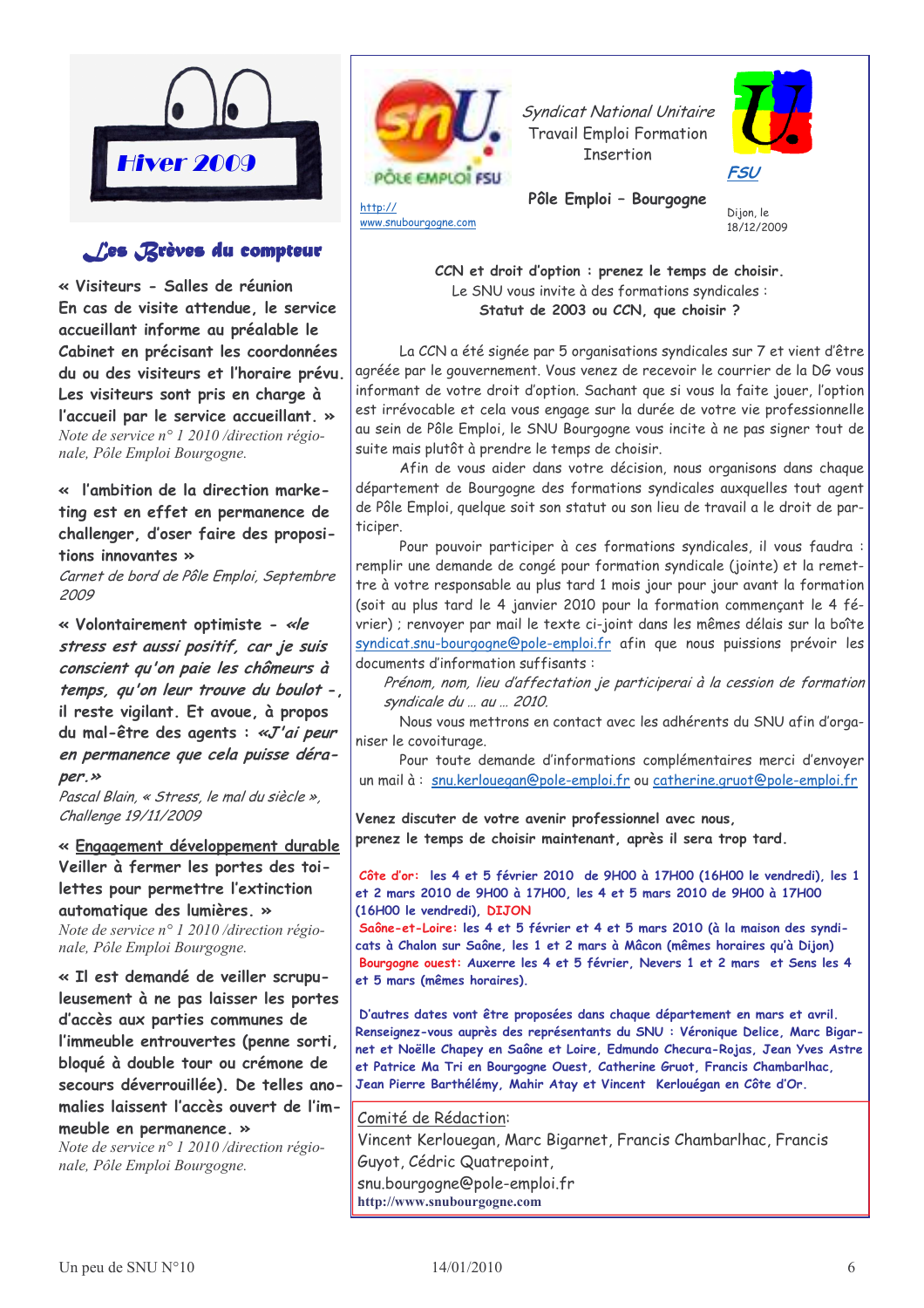Hiver 2009

## Les Brèves du compteur

**« Visiteurs - Salles de réunion En cas de visite attendue, le service accueillant informe au préalable le Cabinet en précisant les coordonnées du ou des visiteurs et l'horaire prévu. Les visiteurs sont pris en charge à l'accueil par le service accueillant. »**
*Note de service n° 1 2010 /direction régionale, Pôle Emploi Bourgogne.*

**« l'ambition de la direction marketing est en effet en permanence de challenger, d'oser faire des propositions innovantes »**
*Carnet de bord de Pôle Emploi, Septembre 2009*

**« Volontairement optimiste - *«le stress est aussi positif, car je suis conscient qu'on paie les chômeurs à temps, qu'on leur trouve du boulot -*, il reste vigilant. Et avoue, à propos du mal-être des agents : *«J'ai peur en permanence que cela puisse déraper.»***
*Pascal Blain, « Stress, le mal du siècle », Challenge 19/11/2009*

**« Engagement développement durable Veiller à fermer les portes des toilettes pour permettre l'extinction automatique des lumières. »**
*Note de service n° 1 2010 /direction régionale, Pôle Emploi Bourgogne.*

**« Il est demandé de veiller scrupuleusement à ne pas laisser les portes d'accès aux parties communes de l'immeuble entrouvertes (penne sorti, bloqué à double tour ou crémone de secours déverrouillée). De telles anomalies laissent l'accès ouvert de l'immeuble en permanence. »**
*Note de service n° 1 2010 /direction régionale, Pôle Emploi Bourgogne.*

---

SNU Pôle Emploi FSU

*Syndicat National Unitaire*
Travail Emploi Formation Insertion

FSU

http://www.snubourgogne.com

**Pôle Emploi – Bourgogne**

Dijon, le 18/12/2009

**CCN et droit d'option : prenez le temps de choisir.**
Le SNU vous invite à des formations syndicales :
**Statut de 2003 ou CCN, que choisir ?**

La CCN a été signée par 5 organisations syndicales sur 7 et vient d'être agréée par le gouvernement. Vous venez de recevoir le courrier de la DG vous informant de votre droit d'option. Sachant que si vous la faite jouer, l'option est irrévocable et cela vous engage sur la durée de votre vie professionnelle au sein de Pôle Emploi, le SNU Bourgogne vous incite à ne pas signer tout de suite mais plutôt à prendre le temps de choisir.

Afin de vous aider dans votre décision, nous organisons dans chaque département de Bourgogne des formations syndicales auxquelles tout agent de Pôle Emploi, quelque soit son statut ou son lieu de travail a le droit de participer.

Pour pouvoir participer à ces formations syndicales, il vous faudra : remplir une demande de congé pour formation syndicale (jointe) et la remettre à votre responsable au plus tard 1 mois jour pour jour avant la formation (soit au plus tard le 4 janvier 2010 pour la formation commençant le 4 février) ; renvoyer par mail le texte ci-joint dans les mêmes délais sur la boîte syndicat.snu-bourgogne@pole-emploi.fr afin que nous puissions prévoir les documents d'information suffisants :

*Prénom, nom, lieu d'affectation je participerai à la cession de formation syndicale du … au … 2010.*

Nous vous mettrons en contact avec les adhérents du SNU afin d'organiser le covoiturage.

Pour toute demande d'informations complémentaires merci d'envoyer un mail à : snu.kerlouegan@pole-emploi.fr ou catherine.gruot@pole-emploi.fr

**Venez discuter de votre avenir professionnel avec nous, prenez le temps de choisir maintenant, après il sera trop tard.**

**Côte d'or: les 4 et 5 février 2010 de 9H00 à 17H00 (16H00 le vendredi), les 1 et 2 mars 2010 de 9H00 à 17H00, les 4 et 5 mars 2010 de 9H00 à 17H00 (16H00 le vendredi), DIJON**
**Saône-et-Loire: les 4 et 5 février et 4 et 5 mars 2010 (à la maison des syndicats à Chalon sur Saône, les 1 et 2 mars à Mâcon (mêmes horaires qu'à Dijon)**
**Bourgogne ouest: Auxerre les 4 et 5 février, Nevers 1 et 2 mars et Sens les 4 et 5 mars (mêmes horaires).**

**D'autres dates vont être proposées dans chaque département en mars et avril. Renseignez-vous auprès des représentants du SNU : Véronique Delice, Marc Bigarnet et Noëlle Chapey en Saône et Loire, Edmundo Checura-Rojas, Jean Yves Astre et Patrice Ma Tri en Bourgogne Ouest, Catherine Gruot, Francis Chambarlhac, Jean Pierre Barthélémy, Mahir Atay et Vincent Kerlouégan en Côte d'Or.**

Comité de Rédaction:
Vincent Kerlouegan, Marc Bigarnet, Francis Chambarlhac, Francis Guyot, Cédric Quatrepoint,
snu.bourgogne@pole-emploi.fr
**http://www.snubourgogne.com**